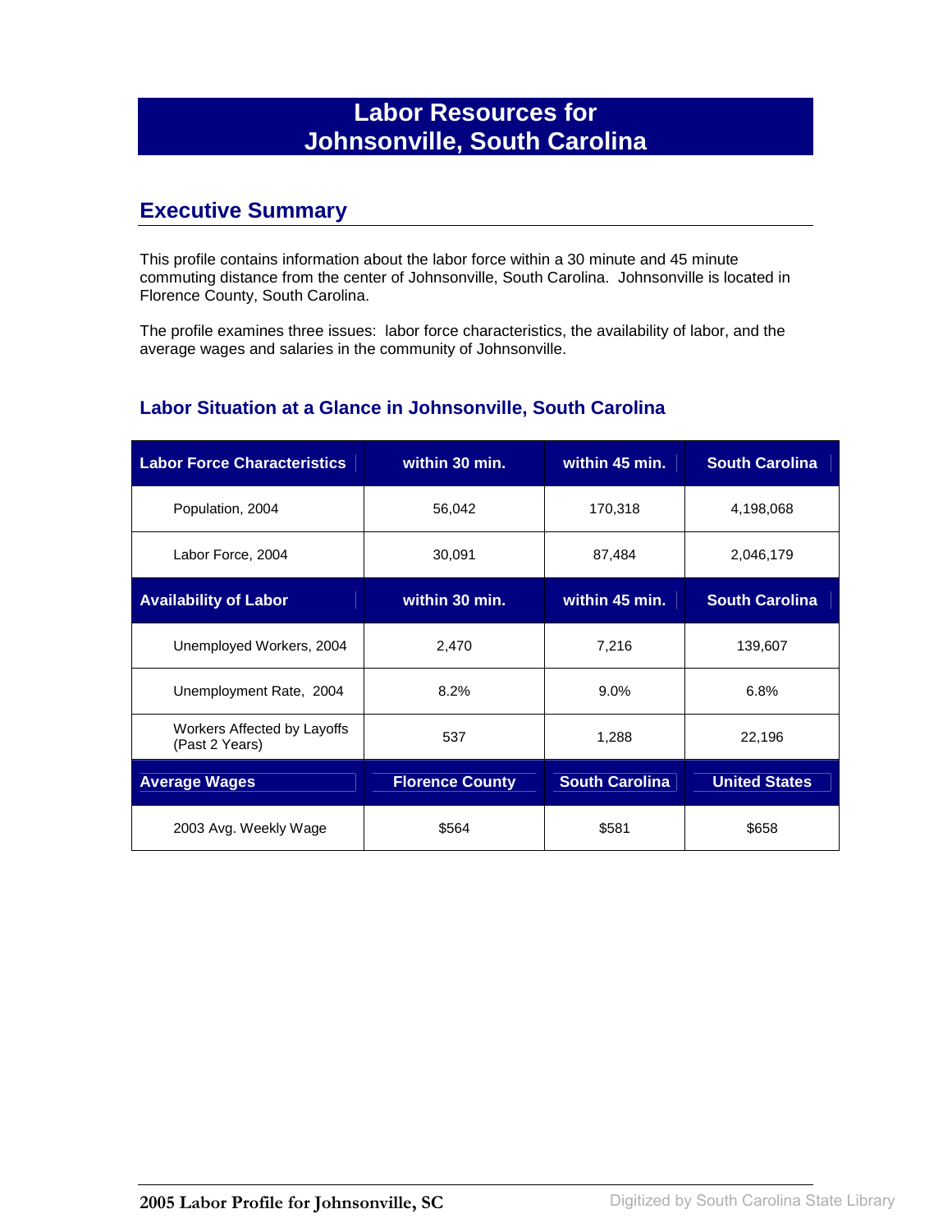# Labor Resources for Johnsonville, South Carolina

## Executive Summary

This profile contains information about the labor force within a 30 minute and 45 minute commuting distance from the center of Johnsonville, South Carolina. Johnsonville is located in Florence County, South Carolina.

The profile examines three issues: labor force characteristics, the availability of labor, and the average wages and salaries in the community of Johnsonville.

### Labor Situation at a Glance in Johnsonville, South Carolina

| Labor Force Characteristics | within 30 min. | within 45 min. | South Carolina |
|---|---|---|---|
| Population, 2004 | 56,042 | 170,318 | 4,198,068 |
| Labor Force, 2004 | 30,091 | 87,484 | 2,046,179 |
| **Availability of Labor** | **within 30 min.** | **within 45 min.** | **South Carolina** |
| Unemployed Workers, 2004 | 2,470 | 7,216 | 139,607 |
| Unemployment Rate, 2004 | 8.2% | 9.0% | 6.8% |
| Workers Affected by Layoffs (Past 2 Years) | 537 | 1,288 | 22,196 |
| **Average Wages** | **Florence County** | **South Carolina** | **United States** |
| 2003 Avg. Weekly Wage | $564 | $581 | $658 |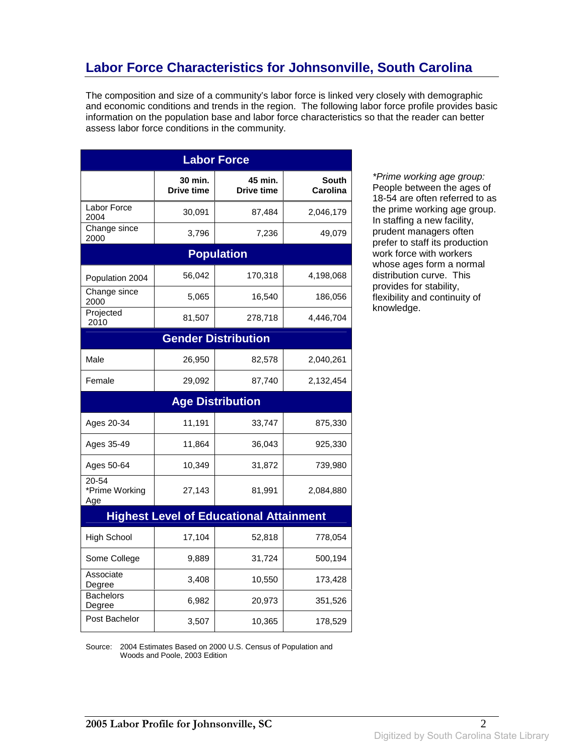# Labor Force Characteristics for Johnsonville, South Carolina

The composition and size of a community's labor force is linked very closely with demographic and economic conditions and trends in the region. The following labor force profile provides basic information on the population base and labor force characteristics so that the reader can better assess labor force conditions in the community.

| Labor Force | | | |
|---|---|---|---|
| | 30 min. Drive time | 45 min. Drive time | South Carolina |
| Labor Force 2004 | 30,091 | 87,484 | 2,046,179 |
| Change since 2000 | 3,796 | 7,236 | 49,079 |
| **Population** | | | |
| Population 2004 | 56,042 | 170,318 | 4,198,068 |
| Change since 2000 | 5,065 | 16,540 | 186,056 |
| Projected 2010 | 81,507 | 278,718 | 4,446,704 |
| **Gender Distribution** | | | |
| Male | 26,950 | 82,578 | 2,040,261 |
| Female | 29,092 | 87,740 | 2,132,454 |
| **Age Distribution** | | | |
| Ages 20-34 | 11,191 | 33,747 | 875,330 |
| Ages 35-49 | 11,864 | 36,043 | 925,330 |
| Ages 50-64 | 10,349 | 31,872 | 739,980 |
| 20-54 *Prime Working Age | 27,143 | 81,991 | 2,084,880 |
| **Highest Level of Educational Attainment** | | | |
| High School | 17,104 | 52,818 | 778,054 |
| Some College | 9,889 | 31,724 | 500,194 |
| Associate Degree | 3,408 | 10,550 | 173,428 |
| Bachelors Degree | 6,982 | 20,973 | 351,526 |
| Post Bachelor | 3,507 | 10,365 | 178,529 |

Source: 2004 Estimates Based on 2000 U.S. Census of Population and Woods and Poole, 2003 Edition

*\*Prime working age group:* People between the ages of 18-54 are often referred to as the prime working age group. In staffing a new facility, prudent managers often prefer to staff its production work force with workers whose ages form a normal distribution curve. This provides for stability, flexibility and continuity of knowledge.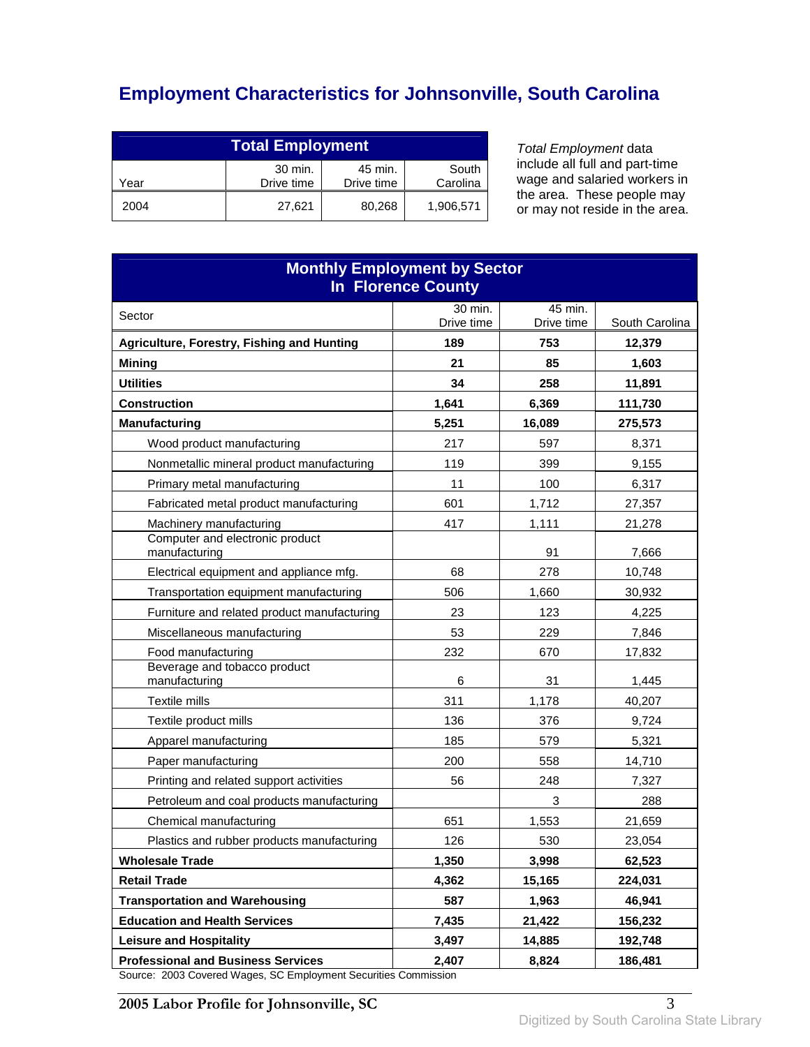# Employment Characteristics for Johnsonville, South Carolina

| Total Employment | | | |
|---|---|---|---|
| Year | 30 min. Drive time | 45 min. Drive time | South Carolina |
| 2004 | 27,621 | 80,268 | 1,906,571 |

*Total Employment* data include all full and part-time wage and salaried workers in the area. These people may or may not reside in the area.

| Monthly Employment by Sector In Florence County | | | |
|---|---|---|---|
| Sector | 30 min. Drive time | 45 min. Drive time | South Carolina |
| **Agriculture, Forestry, Fishing and Hunting** | **189** | **753** | **12,379** |
| **Mining** | **21** | **85** | **1,603** |
| **Utilities** | **34** | **258** | **11,891** |
| **Construction** | **1,641** | **6,369** | **111,730** |
| **Manufacturing** | **5,251** | **16,089** | **275,573** |
| Wood product manufacturing | 217 | 597 | 8,371 |
| Nonmetallic mineral product manufacturing | 119 | 399 | 9,155 |
| Primary metal manufacturing | 11 | 100 | 6,317 |
| Fabricated metal product manufacturing | 601 | 1,712 | 27,357 |
| Machinery manufacturing | 417 | 1,111 | 21,278 |
| Computer and electronic product manufacturing | | 91 | 7,666 |
| Electrical equipment and appliance mfg. | 68 | 278 | 10,748 |
| Transportation equipment manufacturing | 506 | 1,660 | 30,932 |
| Furniture and related product manufacturing | 23 | 123 | 4,225 |
| Miscellaneous manufacturing | 53 | 229 | 7,846 |
| Food manufacturing | 232 | 670 | 17,832 |
| Beverage and tobacco product manufacturing | 6 | 31 | 1,445 |
| Textile mills | 311 | 1,178 | 40,207 |
| Textile product mills | 136 | 376 | 9,724 |
| Apparel manufacturing | 185 | 579 | 5,321 |
| Paper manufacturing | 200 | 558 | 14,710 |
| Printing and related support activities | 56 | 248 | 7,327 |
| Petroleum and coal products manufacturing | | 3 | 288 |
| Chemical manufacturing | 651 | 1,553 | 21,659 |
| Plastics and rubber products manufacturing | 126 | 530 | 23,054 |
| **Wholesale Trade** | **1,350** | **3,998** | **62,523** |
| **Retail Trade** | **4,362** | **15,165** | **224,031** |
| **Transportation and Warehousing** | **587** | **1,963** | **46,941** |
| **Education and Health Services** | **7,435** | **21,422** | **156,232** |
| **Leisure and Hospitality** | **3,497** | **14,885** | **192,748** |
| **Professional and Business Services** | **2,407** | **8,824** | **186,481** |

Source: 2003 Covered Wages, SC Employment Securities Commission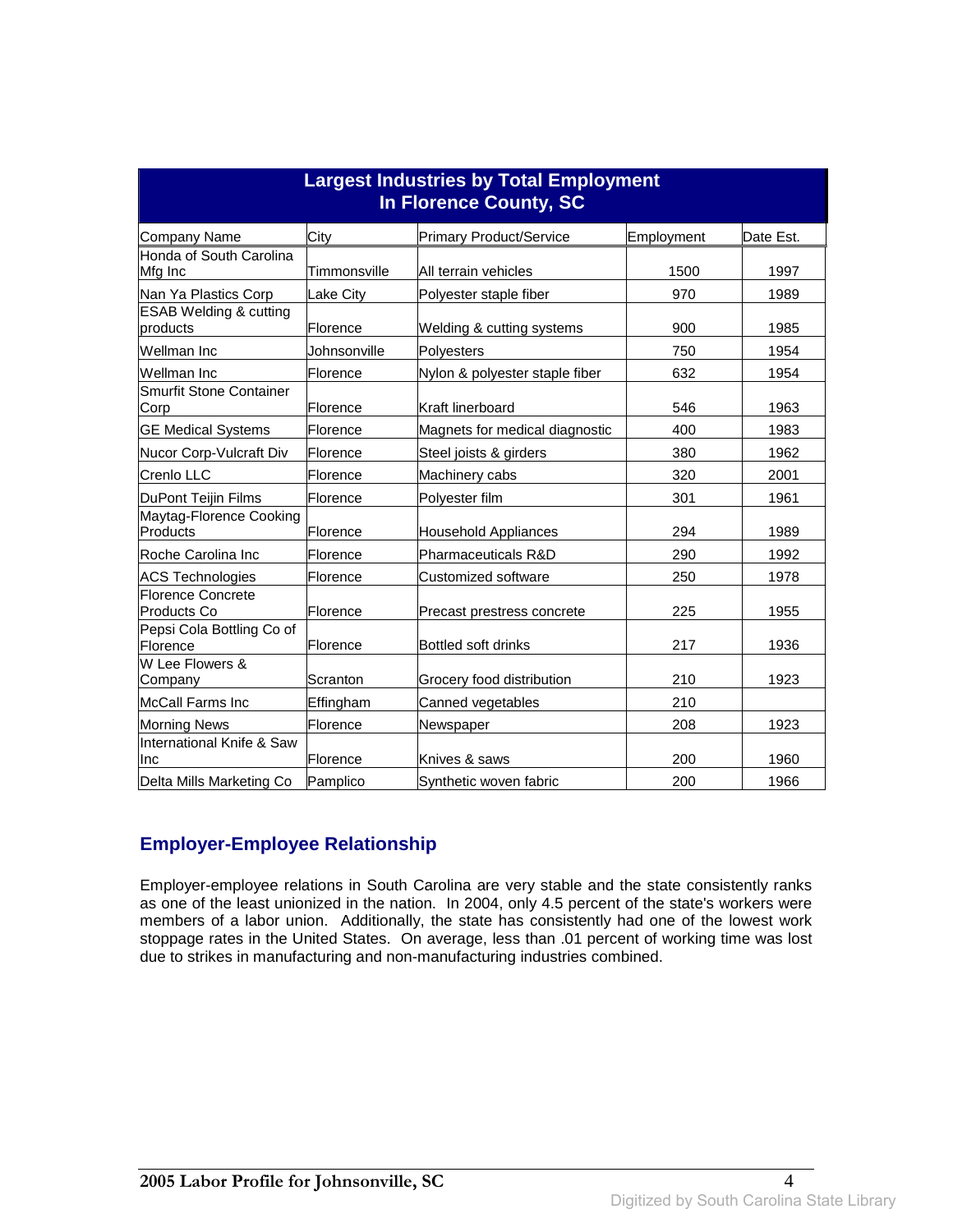## Largest Industries by Total Employment In Florence County, SC

| Company Name | City | Primary Product/Service | Employment | Date Est. |
|---|---|---|---|---|
| Honda of South Carolina Mfg Inc | Timmonsville | All terrain vehicles | 1500 | 1997 |
| Nan Ya Plastics Corp | Lake City | Polyester staple fiber | 970 | 1989 |
| ESAB Welding & cutting products | Florence | Welding & cutting systems | 900 | 1985 |
| Wellman Inc | Johnsonville | Polyesters | 750 | 1954 |
| Wellman Inc | Florence | Nylon & polyester staple fiber | 632 | 1954 |
| Smurfit Stone Container Corp | Florence | Kraft linerboard | 546 | 1963 |
| GE Medical Systems | Florence | Magnets for medical diagnostic | 400 | 1983 |
| Nucor Corp-Vulcraft Div | Florence | Steel joists & girders | 380 | 1962 |
| Crenlo LLC | Florence | Machinery cabs | 320 | 2001 |
| DuPont Teijin Films | Florence | Polyester film | 301 | 1961 |
| Maytag-Florence Cooking Products | Florence | Household Appliances | 294 | 1989 |
| Roche Carolina Inc | Florence | Pharmaceuticals R&D | 290 | 1992 |
| ACS Technologies | Florence | Customized software | 250 | 1978 |
| Florence Concrete Products Co | Florence | Precast prestress concrete | 225 | 1955 |
| Pepsi Cola Bottling Co of Florence | Florence | Bottled soft drinks | 217 | 1936 |
| W Lee Flowers & Company | Scranton | Grocery food distribution | 210 | 1923 |
| McCall Farms Inc | Effingham | Canned vegetables | 210 | |
| Morning News | Florence | Newspaper | 208 | 1923 |
| International Knife & Saw Inc | Florence | Knives & saws | 200 | 1960 |
| Delta Mills Marketing Co | Pamplico | Synthetic woven fabric | 200 | 1966 |

## Employer-Employee Relationship

Employer-employee relations in South Carolina are very stable and the state consistently ranks as one of the least unionized in the nation. In 2004, only 4.5 percent of the state's workers were members of a labor union. Additionally, the state has consistently had one of the lowest work stoppage rates in the United States. On average, less than .01 percent of working time was lost due to strikes in manufacturing and non-manufacturing industries combined.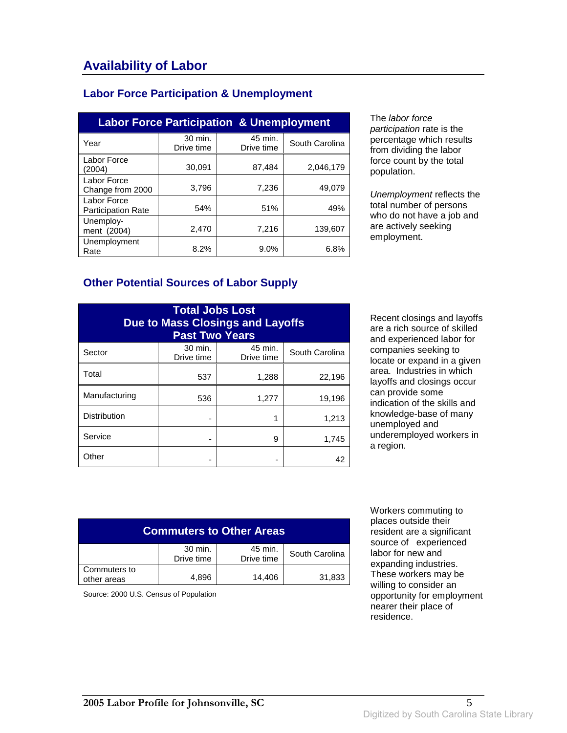# Availability of Labor

## Labor Force Participation & Unemployment

| Labor Force Participation & Unemployment | | | |
|---|---|---|---|
| Year | 30 min. Drive time | 45 min. Drive time | South Carolina |
| Labor Force (2004) | 30,091 | 87,484 | 2,046,179 |
| Labor Force Change from 2000 | 3,796 | 7,236 | 49,079 |
| Labor Force Participation Rate | 54% | 51% | 49% |
| Unemploy-ment (2004) | 2,470 | 7,216 | 139,607 |
| Unemployment Rate | 8.2% | 9.0% | 6.8% |

The *labor force participation* rate is the percentage which results from dividing the labor force count by the total population.

*Unemployment* reflects the total number of persons who do not have a job and are actively seeking employment.

## Other Potential Sources of Labor Supply

| Total Jobs Lost Due to Mass Closings and Layoffs Past Two Years | | | |
|---|---|---|---|
| Sector | 30 min. Drive time | 45 min. Drive time | South Carolina |
| Total | 537 | 1,288 | 22,196 |
| Manufacturing | 536 | 1,277 | 19,196 |
| Distribution | - | 1 | 1,213 |
| Service | - | 9 | 1,745 |
| Other | - | - | 42 |

Recent closings and layoffs are a rich source of skilled and experienced labor for companies seeking to locate or expand in a given area. Industries in which layoffs and closings occur can provide some indication of the skills and knowledge-base of many unemployed and underemployed workers in a region.

| Commuters to Other Areas | | | |
|---|---|---|---|
| | 30 min. Drive time | 45 min. Drive time | South Carolina |
| Commuters to other areas | 4,896 | 14,406 | 31,833 |

Source: 2000 U.S. Census of Population

Workers commuting to places outside their resident are a significant source of experienced labor for new and expanding industries. These workers may be willing to consider an opportunity for employment nearer their place of residence.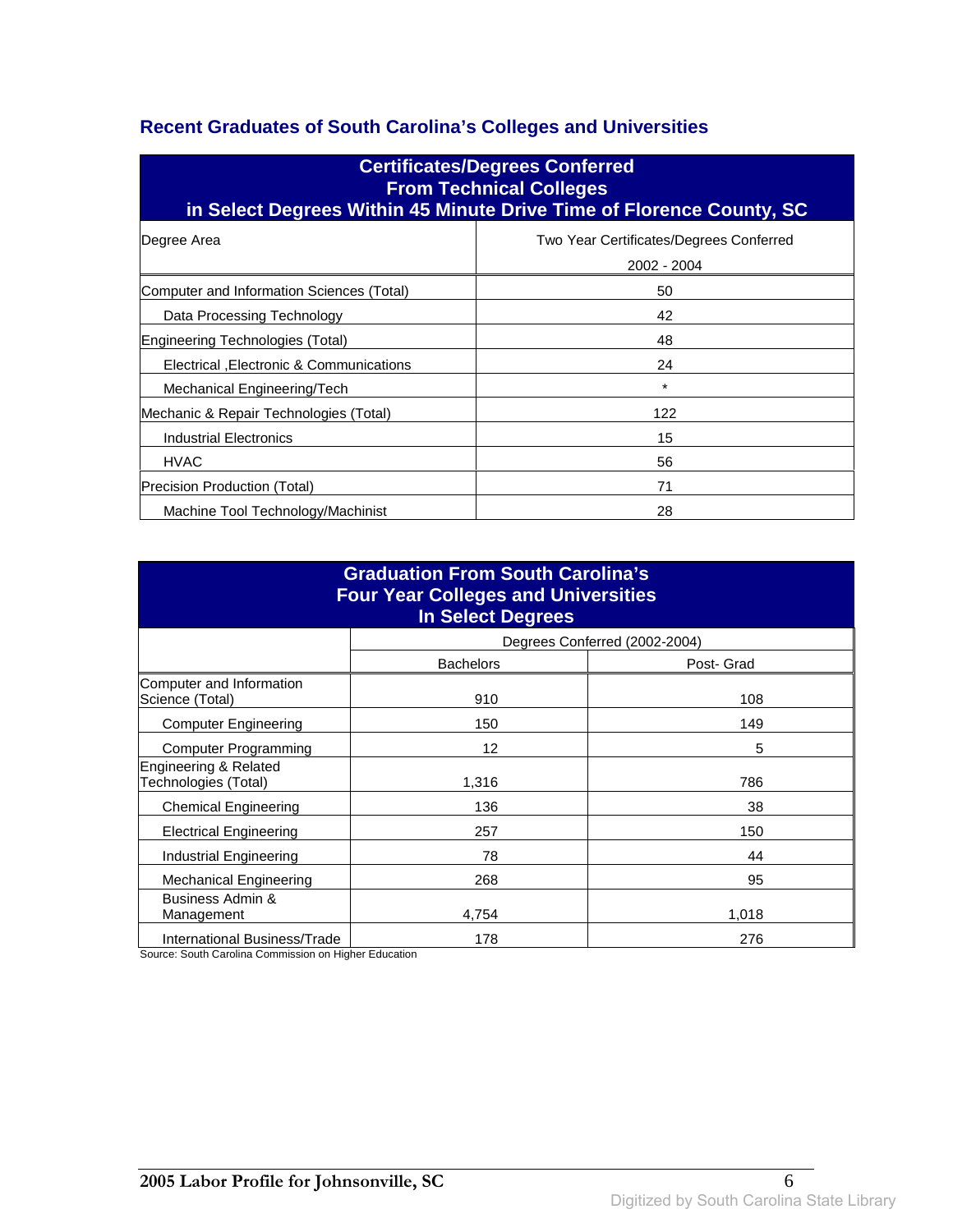## Recent Graduates of South Carolina's Colleges and Universities

| Certificates/Degrees Conferred From Technical Colleges in Select Degrees Within 45 Minute Drive Time of Florence County, SC | |
|---|---|
| Degree Area | Two Year Certificates/Degrees Conferred 2002 - 2004 |
| Computer and Information Sciences (Total) | 50 |
| Data Processing Technology | 42 |
| Engineering Technologies (Total) | 48 |
| Electrical ,Electronic & Communications | 24 |
| Mechanical Engineering/Tech | * |
| Mechanic & Repair Technologies (Total) | 122 |
| Industrial Electronics | 15 |
| HVAC | 56 |
| Precision Production (Total) | 71 |
| Machine Tool Technology/Machinist | 28 |

| Graduation From South Carolina's Four Year Colleges and Universities In Select Degrees | | |
|---|---|---|
| | Degrees Conferred (2002-2004) | |
| | Bachelors | Post- Grad |
| Computer and Information Science (Total) | 910 | 108 |
| Computer Engineering | 150 | 149 |
| Computer Programming | 12 | 5 |
| Engineering & Related Technologies (Total) | 1,316 | 786 |
| Chemical Engineering | 136 | 38 |
| Electrical Engineering | 257 | 150 |
| Industrial Engineering | 78 | 44 |
| Mechanical Engineering | 268 | 95 |
| Business Admin & Management | 4,754 | 1,018 |
| International Business/Trade | 178 | 276 |

Source: South Carolina Commission on Higher Education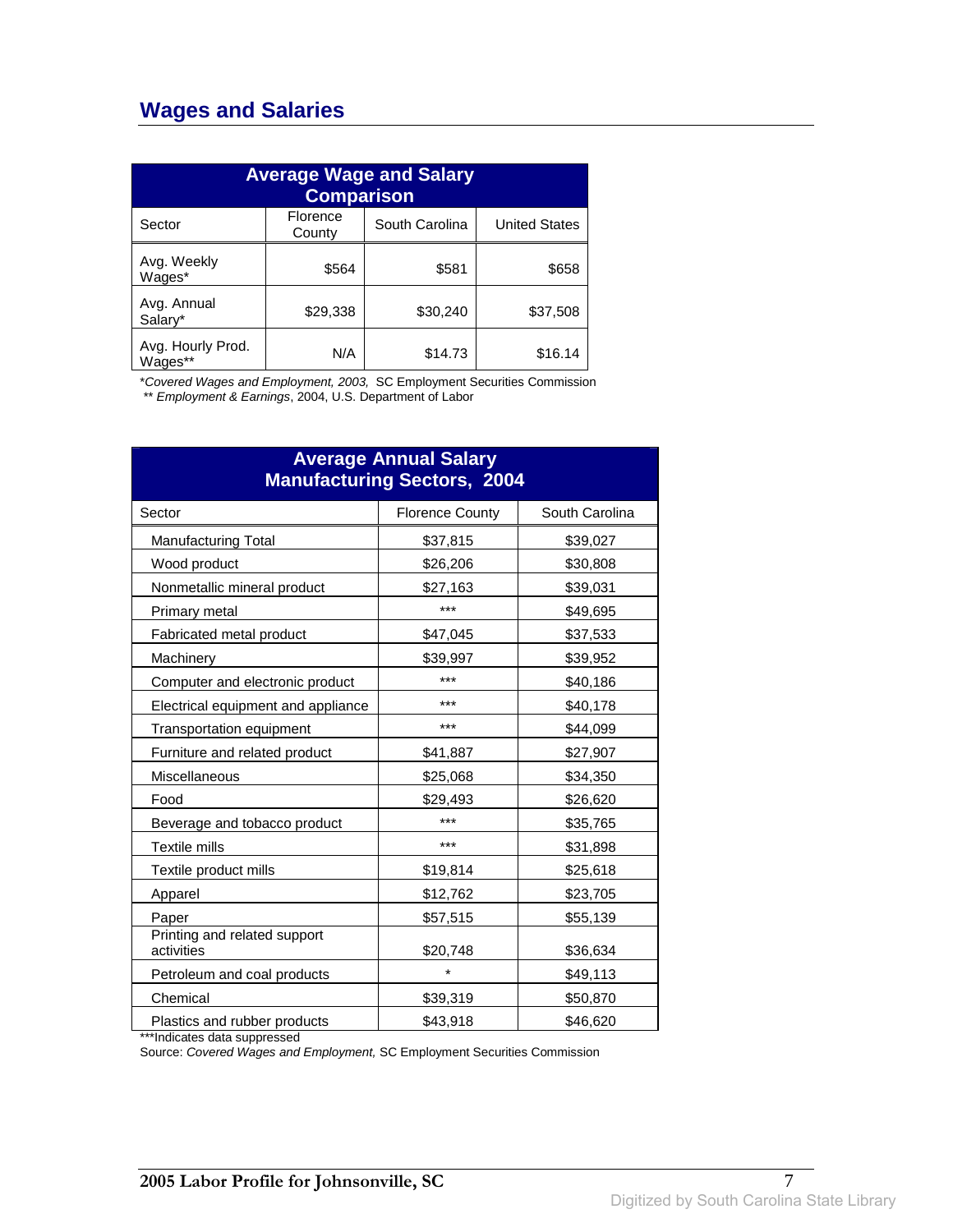## Wages and Salaries

| Average Wage and Salary Comparison | | | |
|---|---|---|---|
| Sector | Florence County | South Carolina | United States |
| Avg. Weekly Wages* | $564 | $581 | $658 |
| Avg. Annual Salary* | $29,338 | $30,240 | $37,508 |
| Avg. Hourly Prod. Wages** | N/A | $14.73 | $16.14 |

*_Covered Wages and Employment, 2003,_ SC Employment Securities Commission
** _Employment & Earnings_, 2004, U.S. Department of Labor

| Average Annual Salary Manufacturing Sectors, 2004 | | |
|---|---|---|
| Sector | Florence County | South Carolina |
| Manufacturing Total | $37,815 | $39,027 |
| Wood product | $26,206 | $30,808 |
| Nonmetallic mineral product | $27,163 | $39,031 |
| Primary metal | *** | $49,695 |
| Fabricated metal product | $47,045 | $37,533 |
| Machinery | $39,997 | $39,952 |
| Computer and electronic product | *** | $40,186 |
| Electrical equipment and appliance | *** | $40,178 |
| Transportation equipment | *** | $44,099 |
| Furniture and related product | $41,887 | $27,907 |
| Miscellaneous | $25,068 | $34,350 |
| Food | $29,493 | $26,620 |
| Beverage and tobacco product | *** | $35,765 |
| Textile mills | *** | $31,898 |
| Textile product mills | $19,814 | $25,618 |
| Apparel | $12,762 | $23,705 |
| Paper | $57,515 | $55,139 |
| Printing and related support activities | $20,748 | $36,634 |
| Petroleum and coal products | * | $49,113 |
| Chemical | $39,319 | $50,870 |
| Plastics and rubber products | $43,918 | $46,620 |

***Indicates data suppressed
Source: _Covered Wages and Employment,_ SC Employment Securities Commission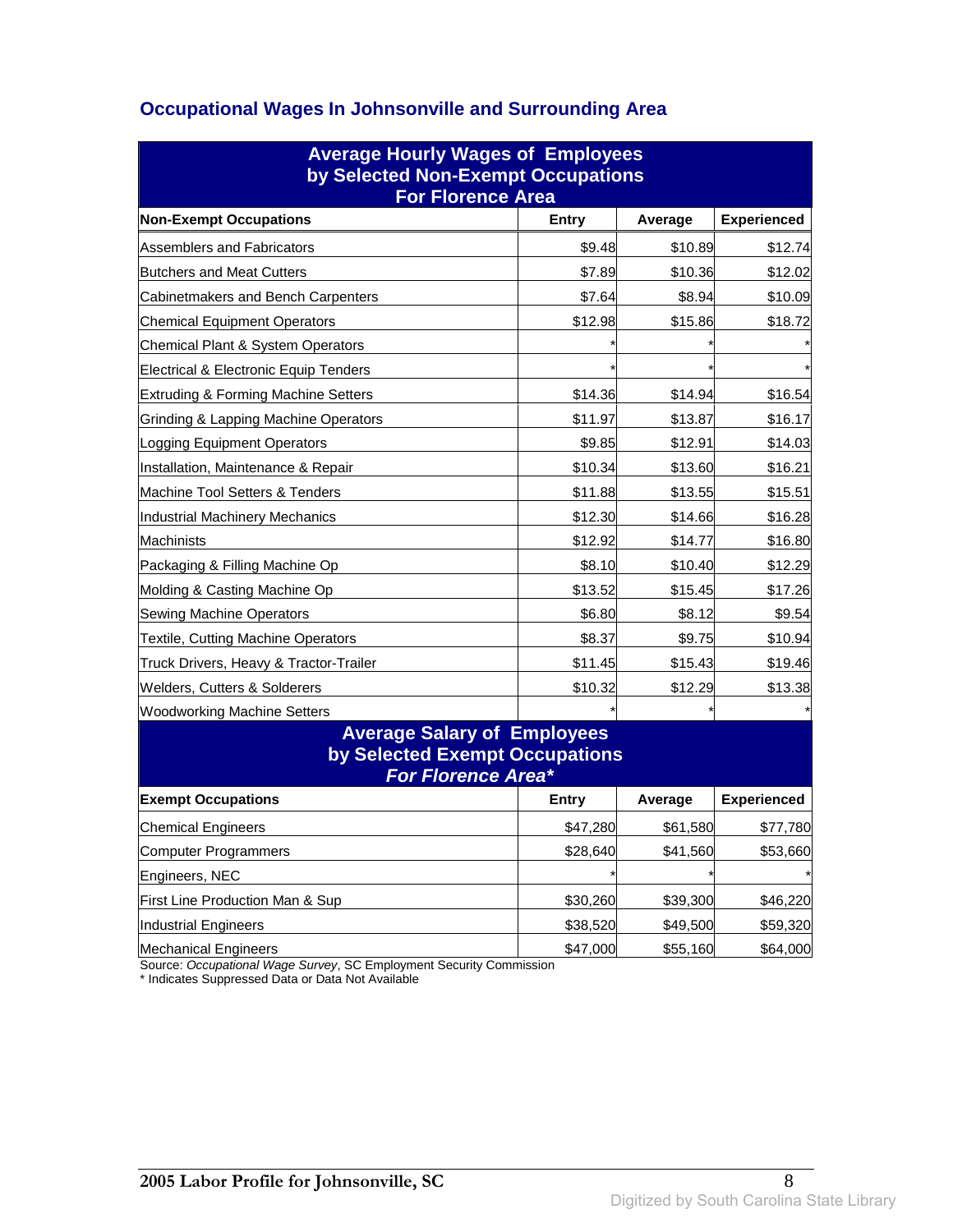## Occupational Wages In Johnsonville and Surrounding Area

| Average Hourly Wages of Employees by Selected Non-Exempt Occupations For Florence Area | | | |
|---|---|---|---|
| **Non-Exempt Occupations** | **Entry** | **Average** | **Experienced** |
| Assemblers and Fabricators | $9.48 | $10.89 | $12.74 |
| Butchers and Meat Cutters | $7.89 | $10.36 | $12.02 |
| Cabinetmakers and Bench Carpenters | $7.64 | $8.94 | $10.09 |
| Chemical Equipment Operators | $12.98 | $15.86 | $18.72 |
| Chemical Plant & System Operators | * | * | * |
| Electrical & Electronic Equip Tenders | * | * | * |
| Extruding & Forming Machine Setters | $14.36 | $14.94 | $16.54 |
| Grinding & Lapping Machine Operators | $11.97 | $13.87 | $16.17 |
| Logging Equipment Operators | $9.85 | $12.91 | $14.03 |
| Installation, Maintenance & Repair | $10.34 | $13.60 | $16.21 |
| Machine Tool Setters & Tenders | $11.88 | $13.55 | $15.51 |
| Industrial Machinery Mechanics | $12.30 | $14.66 | $16.28 |
| Machinists | $12.92 | $14.77 | $16.80 |
| Packaging & Filling Machine Op | $8.10 | $10.40 | $12.29 |
| Molding & Casting Machine Op | $13.52 | $15.45 | $17.26 |
| Sewing Machine Operators | $6.80 | $8.12 | $9.54 |
| Textile, Cutting Machine Operators | $8.37 | $9.75 | $10.94 |
| Truck Drivers, Heavy & Tractor-Trailer | $11.45 | $15.43 | $19.46 |
| Welders, Cutters & Solderers | $10.32 | $12.29 | $13.38 |
| Woodworking Machine Setters | * | * | * |

| Average Salary of Employees by Selected Exempt Occupations *For Florence Area** | | | |
|---|---|---|---|
| **Exempt Occupations** | **Entry** | **Average** | **Experienced** |
| Chemical Engineers | $47,280 | $61,580 | $77,780 |
| Computer Programmers | $28,640 | $41,560 | $53,660 |
| Engineers, NEC | * | * | * |
| First Line Production Man & Sup | $30,260 | $39,300 | $46,220 |
| Industrial Engineers | $38,520 | $49,500 | $59,320 |
| Mechanical Engineers | $47,000 | $55,160 | $64,000 |

Source: *Occupational Wage Survey*, SC Employment Security Commission
* Indicates Suppressed Data or Data Not Available